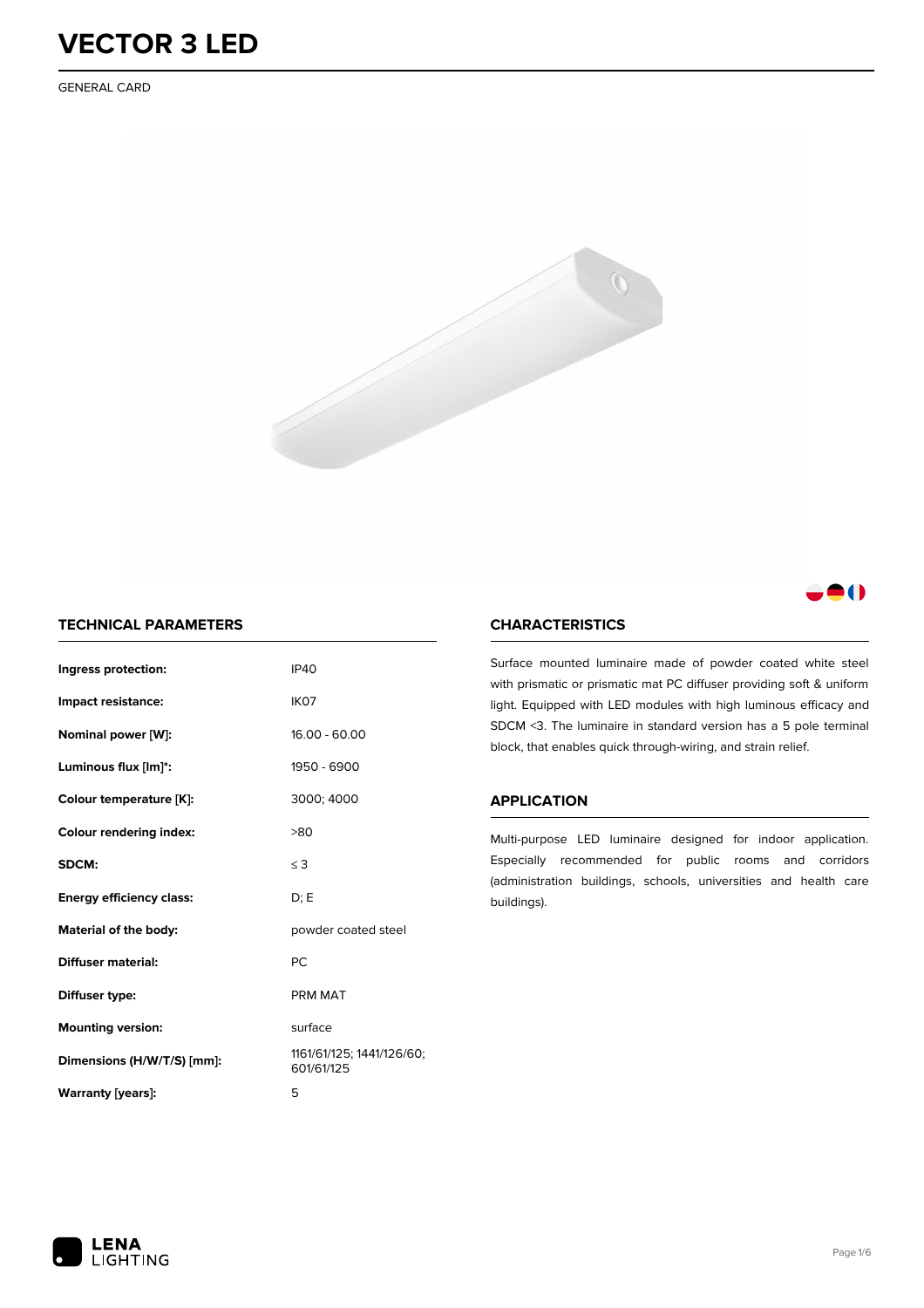# VECTOR 3 LED

GENERAL CARD

## TECHNICAL PARAMETERS

| | |
|---|---|
| **Ingress protection:** | IP40 |
| **Impact resistance:** | IK07 |
| **Nominal power [W]:** | 16.00 - 60.00 |
| **Luminous flux [lm]*:** | 1950 - 6900 |
| **Colour temperature [K]:** | 3000; 4000 |
| **Colour rendering index:** | >80 |
| **SDCM:** | ≤ 3 |
| **Energy efficiency class:** | D; E |
| **Material of the body:** | powder coated steel |
| **Diffuser material:** | PC |
| **Diffuser type:** | PRM MAT |
| **Mounting version:** | surface |
| **Dimensions (H/W/T/S) [mm]:** | 1161/61/125; 1441/126/60; 601/61/125 |
| **Warranty [years]:** | 5 |

## CHARACTERISTICS

Surface mounted luminaire made of powder coated white steel with prismatic or prismatic mat PC diffuser providing soft & uniform light. Equipped with LED modules with high luminous efficacy and SDCM <3. The luminaire in standard version has a 5 pole terminal block, that enables quick through-wiring, and strain relief.

## APPLICATION

Multi-purpose LED luminaire designed for indoor application. Especially recommended for public rooms and corridors (administration buildings, schools, universities and health care buildings).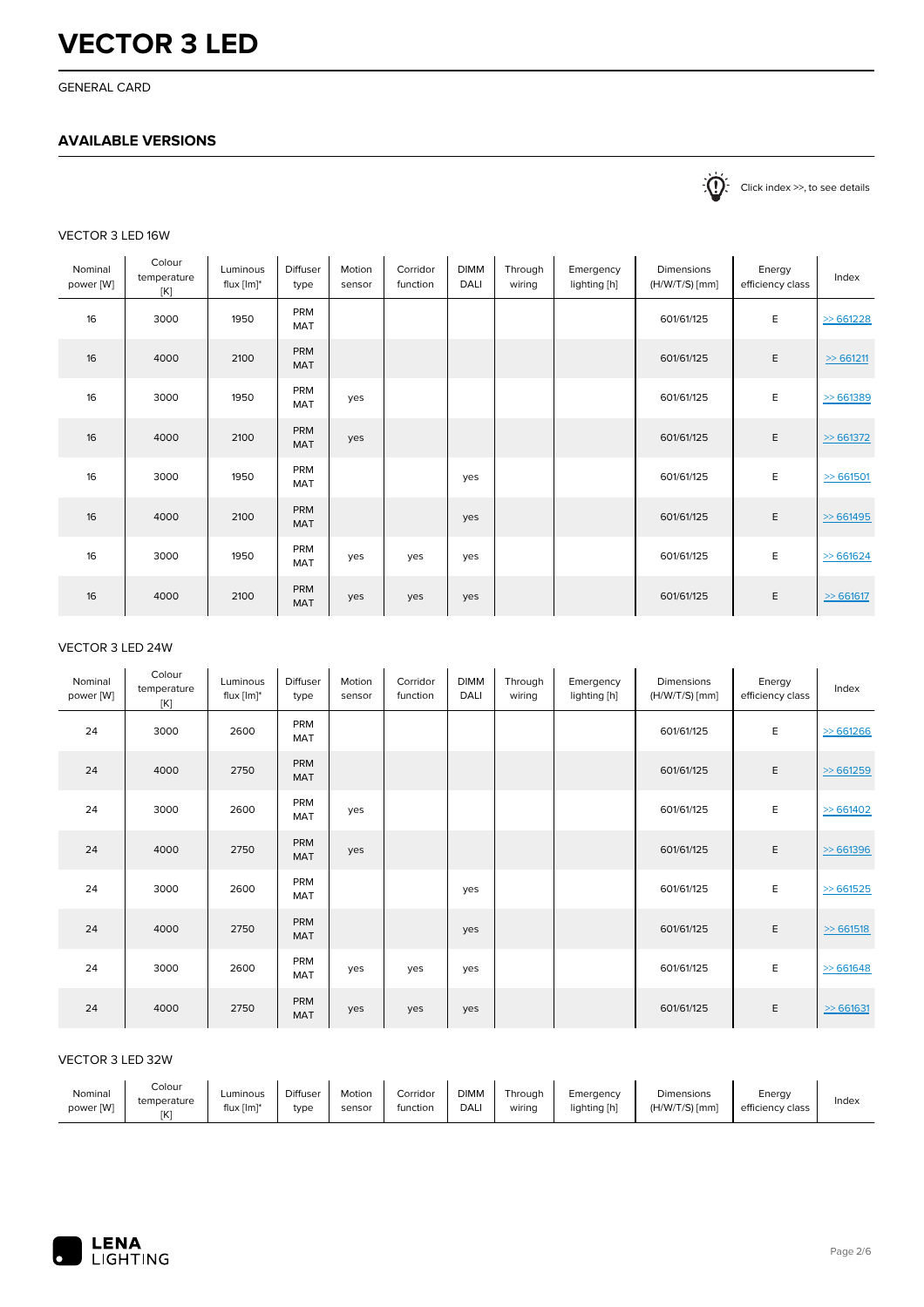# VECTOR 3 LED

GENERAL CARD

## AVAILABLE VERSIONS

Click index >>, to see details

### VECTOR 3 LED 16W

| Nominal power [W] | Colour temperature [K] | Luminous flux [lm]* | Diffuser type | Motion sensor | Corridor function | DIMM DALI | Through wiring | Emergency lighting [h] | Dimensions (H/W/T/S) [mm] | Energy efficiency class | Index |
|---|---|---|---|---|---|---|---|---|---|---|---|
| 16 | 3000 | 1950 | PRM MAT | | | | | | 601/61/125 | E | >> 661228 |
| 16 | 4000 | 2100 | PRM MAT | | | | | | 601/61/125 | E | >> 661211 |
| 16 | 3000 | 1950 | PRM MAT | yes | | | | | 601/61/125 | E | >> 661389 |
| 16 | 4000 | 2100 | PRM MAT | yes | | | | | 601/61/125 | E | >> 661372 |
| 16 | 3000 | 1950 | PRM MAT | | | yes | | | 601/61/125 | E | >> 661501 |
| 16 | 4000 | 2100 | PRM MAT | | | yes | | | 601/61/125 | E | >> 661495 |
| 16 | 3000 | 1950 | PRM MAT | yes | yes | yes | | | 601/61/125 | E | >> 661624 |
| 16 | 4000 | 2100 | PRM MAT | yes | yes | yes | | | 601/61/125 | E | >> 661617 |

### VECTOR 3 LED 24W

| Nominal power [W] | Colour temperature [K] | Luminous flux [lm]* | Diffuser type | Motion sensor | Corridor function | DIMM DALI | Through wiring | Emergency lighting [h] | Dimensions (H/W/T/S) [mm] | Energy efficiency class | Index |
|---|---|---|---|---|---|---|---|---|---|---|---|
| 24 | 3000 | 2600 | PRM MAT | | | | | | 601/61/125 | E | >> 661266 |
| 24 | 4000 | 2750 | PRM MAT | | | | | | 601/61/125 | E | >> 661259 |
| 24 | 3000 | 2600 | PRM MAT | yes | | | | | 601/61/125 | E | >> 661402 |
| 24 | 4000 | 2750 | PRM MAT | yes | | | | | 601/61/125 | E | >> 661396 |
| 24 | 3000 | 2600 | PRM MAT | | | yes | | | 601/61/125 | E | >> 661525 |
| 24 | 4000 | 2750 | PRM MAT | | | yes | | | 601/61/125 | E | >> 661518 |
| 24 | 3000 | 2600 | PRM MAT | yes | yes | yes | | | 601/61/125 | E | >> 661648 |
| 24 | 4000 | 2750 | PRM MAT | yes | yes | yes | | | 601/61/125 | E | >> 661631 |

### VECTOR 3 LED 32W

| Nominal power [W] | Colour temperature [K] | Luminous flux [lm]* | Diffuser type | Motion sensor | Corridor function | DIMM DALI | Through wiring | Emergency lighting [h] | Dimensions (H/W/T/S) [mm] | Energy efficiency class | Index |
|---|---|---|---|---|---|---|---|---|---|---|---|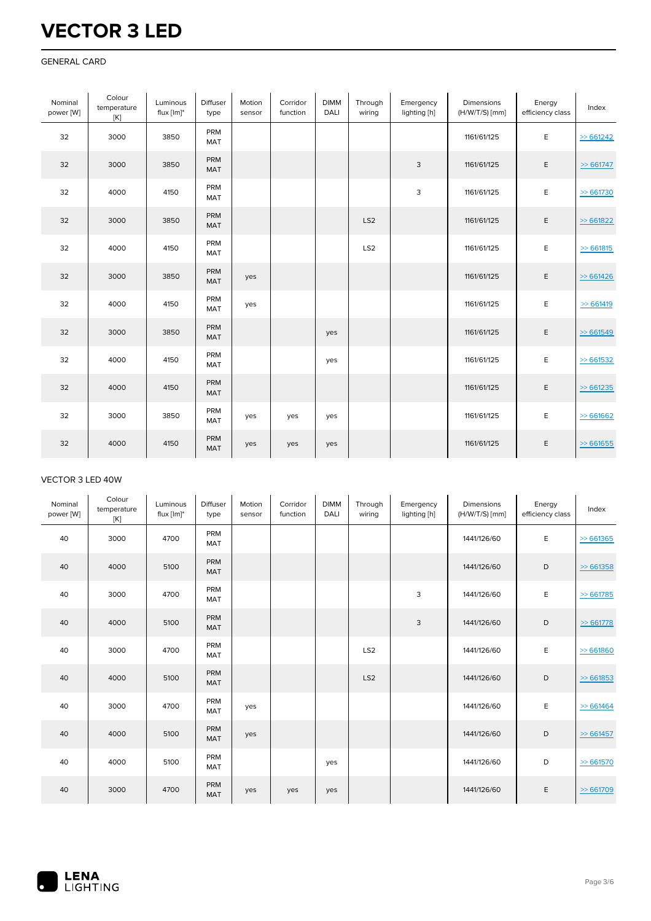# VECTOR 3 LED

GENERAL CARD

| Nominal power [W] | Colour temperature [K] | Luminous flux [lm]* | Diffuser type | Motion sensor | Corridor function | DIMM DALI | Through wiring | Emergency lighting [h] | Dimensions (H/W/T/S) [mm] | Energy efficiency class | Index |
|---|---|---|---|---|---|---|---|---|---|---|---|
| 32 | 3000 | 3850 | PRM MAT | | | | | | 1161/61/125 | E | >> 661242 |
| 32 | 3000 | 3850 | PRM MAT | | | | | 3 | 1161/61/125 | E | >> 661747 |
| 32 | 4000 | 4150 | PRM MAT | | | | | 3 | 1161/61/125 | E | >> 661730 |
| 32 | 3000 | 3850 | PRM MAT | | | | LS2 | | 1161/61/125 | E | >> 661822 |
| 32 | 4000 | 4150 | PRM MAT | | | | LS2 | | 1161/61/125 | E | >> 661815 |
| 32 | 3000 | 3850 | PRM MAT | yes | | | | | 1161/61/125 | E | >> 661426 |
| 32 | 4000 | 4150 | PRM MAT | yes | | | | | 1161/61/125 | E | >> 661419 |
| 32 | 3000 | 3850 | PRM MAT | | | yes | | | 1161/61/125 | E | >> 661549 |
| 32 | 4000 | 4150 | PRM MAT | | | yes | | | 1161/61/125 | E | >> 661532 |
| 32 | 4000 | 4150 | PRM MAT | | | | | | 1161/61/125 | E | >> 661235 |
| 32 | 3000 | 3850 | PRM MAT | yes | yes | yes | | | 1161/61/125 | E | >> 661662 |
| 32 | 4000 | 4150 | PRM MAT | yes | yes | yes | | | 1161/61/125 | E | >> 661655 |

VECTOR 3 LED 40W

| Nominal power [W] | Colour temperature [K] | Luminous flux [lm]* | Diffuser type | Motion sensor | Corridor function | DIMM DALI | Through wiring | Emergency lighting [h] | Dimensions (H/W/T/S) [mm] | Energy efficiency class | Index |
|---|---|---|---|---|---|---|---|---|---|---|---|
| 40 | 3000 | 4700 | PRM MAT | | | | | | 1441/126/60 | E | >> 661365 |
| 40 | 4000 | 5100 | PRM MAT | | | | | | 1441/126/60 | D | >> 661358 |
| 40 | 3000 | 4700 | PRM MAT | | | | | 3 | 1441/126/60 | E | >> 661785 |
| 40 | 4000 | 5100 | PRM MAT | | | | | 3 | 1441/126/60 | D | >> 661778 |
| 40 | 3000 | 4700 | PRM MAT | | | | LS2 | | 1441/126/60 | E | >> 661860 |
| 40 | 4000 | 5100 | PRM MAT | | | | LS2 | | 1441/126/60 | D | >> 661853 |
| 40 | 3000 | 4700 | PRM MAT | yes | | | | | 1441/126/60 | E | >> 661464 |
| 40 | 4000 | 5100 | PRM MAT | yes | | | | | 1441/126/60 | D | >> 661457 |
| 40 | 4000 | 5100 | PRM MAT | | | yes | | | 1441/126/60 | D | >> 661570 |
| 40 | 3000 | 4700 | PRM MAT | yes | yes | yes | | | 1441/126/60 | E | >> 661709 |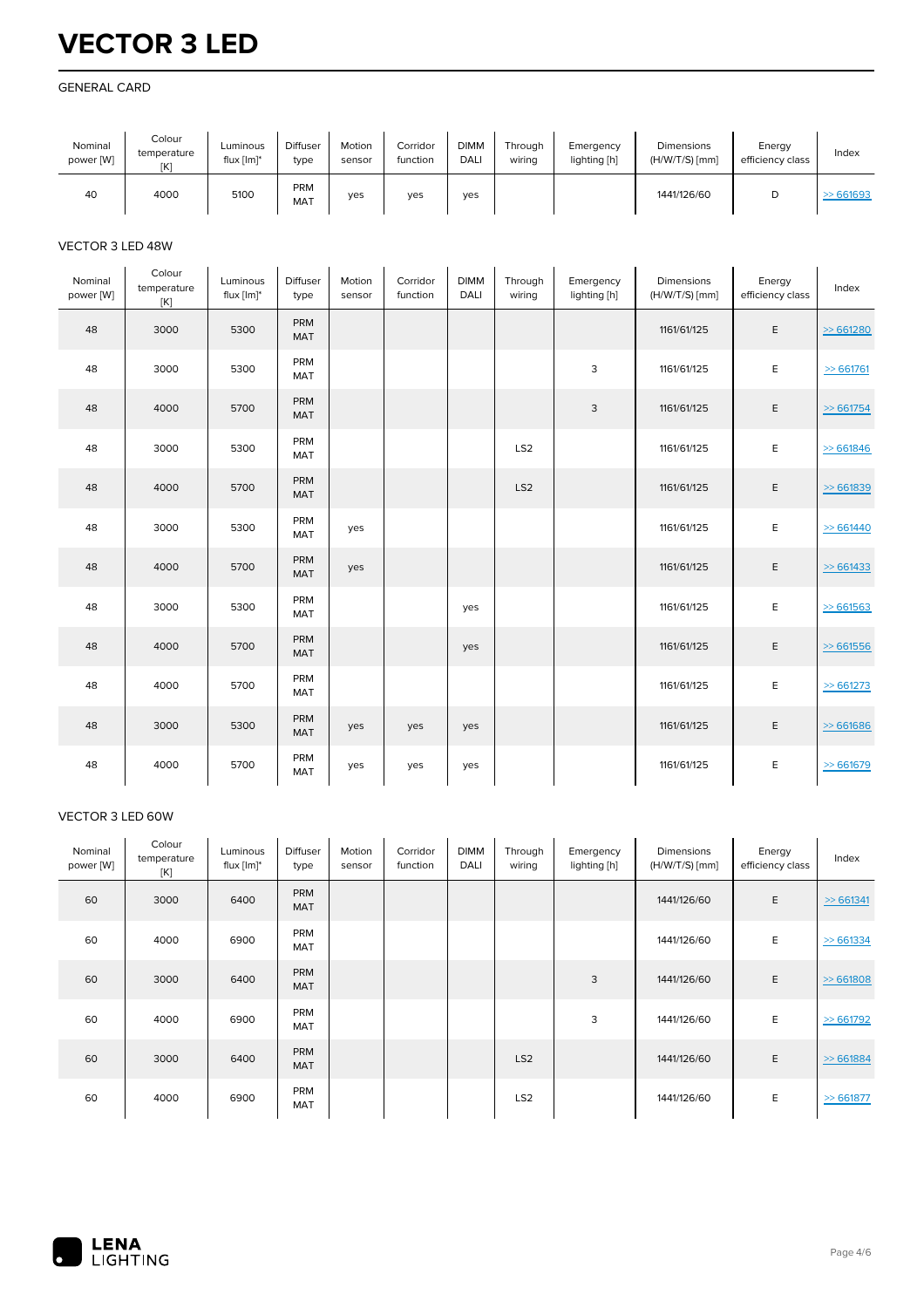# VECTOR 3 LED

GENERAL CARD

| Nominal power [W] | Colour temperature [K] | Luminous flux [lm]* | Diffuser type | Motion sensor | Corridor function | DIMM DALI | Through wiring | Emergency lighting [h] | Dimensions (H/W/T/S) [mm] | Energy efficiency class | Index |
|---|---|---|---|---|---|---|---|---|---|---|---|
| 40 | 4000 | 5100 | PRM MAT | yes | yes | yes | | | 1441/126/60 | D | >> 661693 |

VECTOR 3 LED 48W

| Nominal power [W] | Colour temperature [K] | Luminous flux [lm]* | Diffuser type | Motion sensor | Corridor function | DIMM DALI | Through wiring | Emergency lighting [h] | Dimensions (H/W/T/S) [mm] | Energy efficiency class | Index |
|---|---|---|---|---|---|---|---|---|---|---|---|
| 48 | 3000 | 5300 | PRM MAT | | | | | | 1161/61/125 | E | >> 661280 |
| 48 | 3000 | 5300 | PRM MAT | | | | | 3 | 1161/61/125 | E | >> 661761 |
| 48 | 4000 | 5700 | PRM MAT | | | | | 3 | 1161/61/125 | E | >> 661754 |
| 48 | 3000 | 5300 | PRM MAT | | | | LS2 | | 1161/61/125 | E | >> 661846 |
| 48 | 4000 | 5700 | PRM MAT | | | | LS2 | | 1161/61/125 | E | >> 661839 |
| 48 | 3000 | 5300 | PRM MAT | yes | | | | | 1161/61/125 | E | >> 661440 |
| 48 | 4000 | 5700 | PRM MAT | yes | | | | | 1161/61/125 | E | >> 661433 |
| 48 | 3000 | 5300 | PRM MAT | | | yes | | | 1161/61/125 | E | >> 661563 |
| 48 | 4000 | 5700 | PRM MAT | | | yes | | | 1161/61/125 | E | >> 661556 |
| 48 | 4000 | 5700 | PRM MAT | | | | | | 1161/61/125 | E | >> 661273 |
| 48 | 3000 | 5300 | PRM MAT | yes | yes | yes | | | 1161/61/125 | E | >> 661686 |
| 48 | 4000 | 5700 | PRM MAT | yes | yes | yes | | | 1161/61/125 | E | >> 661679 |

VECTOR 3 LED 60W

| Nominal power [W] | Colour temperature [K] | Luminous flux [lm]* | Diffuser type | Motion sensor | Corridor function | DIMM DALI | Through wiring | Emergency lighting [h] | Dimensions (H/W/T/S) [mm] | Energy efficiency class | Index |
|---|---|---|---|---|---|---|---|---|---|---|---|
| 60 | 3000 | 6400 | PRM MAT | | | | | | 1441/126/60 | E | >> 661341 |
| 60 | 4000 | 6900 | PRM MAT | | | | | | 1441/126/60 | E | >> 661334 |
| 60 | 3000 | 6400 | PRM MAT | | | | | 3 | 1441/126/60 | E | >> 661808 |
| 60 | 4000 | 6900 | PRM MAT | | | | | 3 | 1441/126/60 | E | >> 661792 |
| 60 | 3000 | 6400 | PRM MAT | | | | LS2 | | 1441/126/60 | E | >> 661884 |
| 60 | 4000 | 6900 | PRM MAT | | | | LS2 | | 1441/126/60 | E | >> 661877 |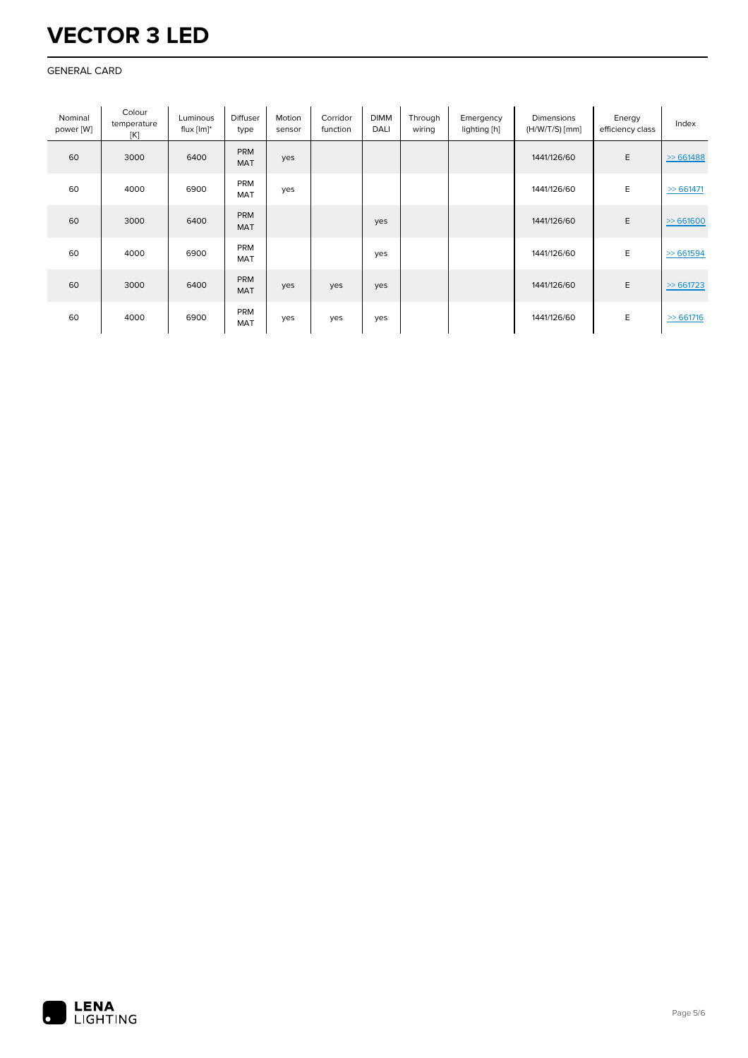# VECTOR 3 LED

GENERAL CARD

| Nominal power [W] | Colour temperature [K] | Luminous flux [lm]* | Diffuser type | Motion sensor | Corridor function | DIMM DALI | Through wiring | Emergency lighting [h] | Dimensions (H/W/T/S) [mm] | Energy efficiency class | Index |
|---|---|---|---|---|---|---|---|---|---|---|---|
| 60 | 3000 | 6400 | PRM MAT | yes | | | | | 1441/126/60 | E | >> 661488 |
| 60 | 4000 | 6900 | PRM MAT | yes | | | | | 1441/126/60 | E | >> 661471 |
| 60 | 3000 | 6400 | PRM MAT | | | yes | | | 1441/126/60 | E | >> 661600 |
| 60 | 4000 | 6900 | PRM MAT | | | yes | | | 1441/126/60 | E | >> 661594 |
| 60 | 3000 | 6400 | PRM MAT | yes | yes | yes | | | 1441/126/60 | E | >> 661723 |
| 60 | 4000 | 6900 | PRM MAT | yes | yes | yes | | | 1441/126/60 | E | >> 661716 |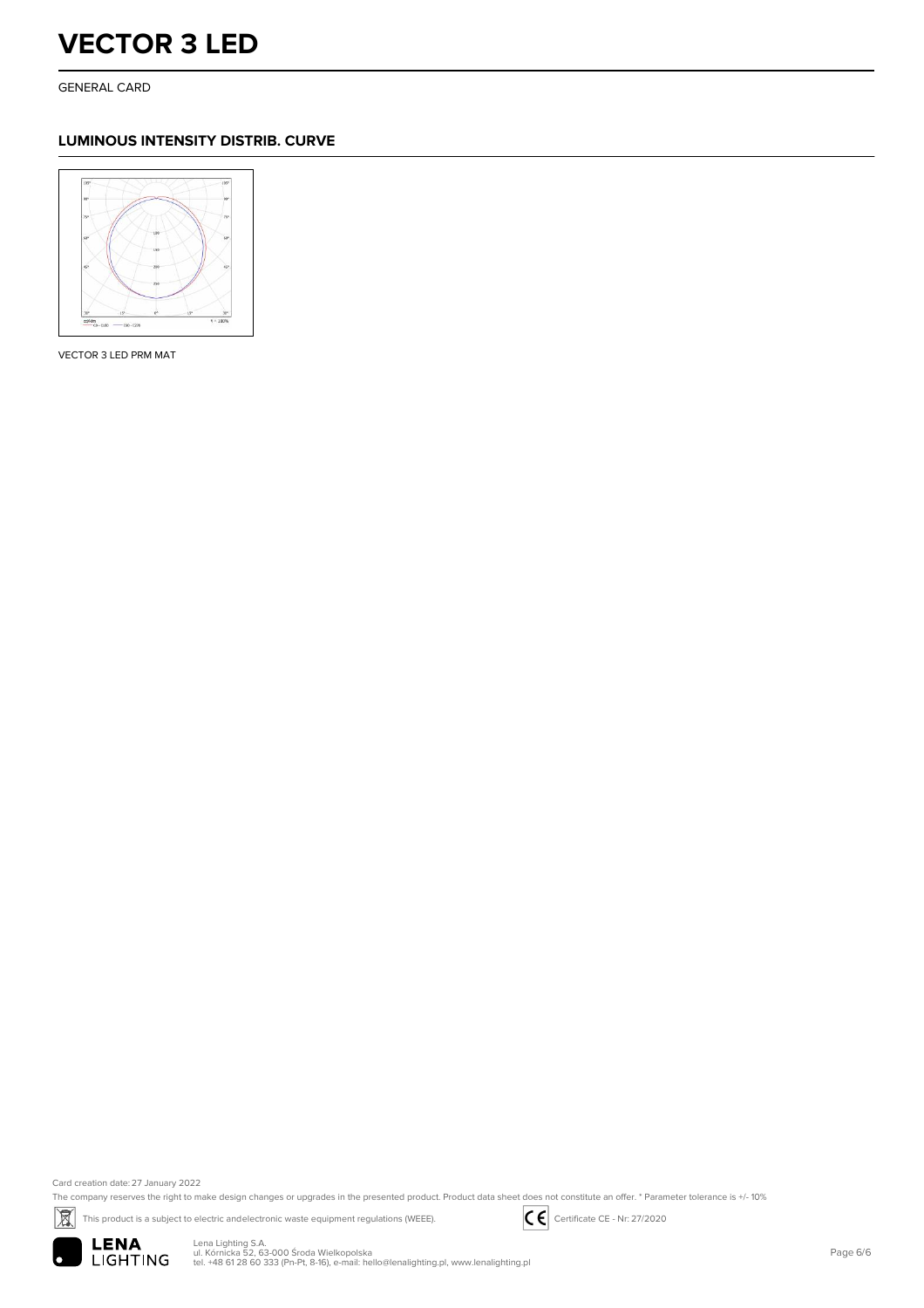# VECTOR 3 LED

GENERAL CARD

## LUMINOUS INTENSITY DISTRIB. CURVE

105° 105°
90° 90°
75° 75°
60° 60°
45° 45°
30° 15° 0° 15° 30°
100
150
200
250
cd/klm
C0 - C180 C90 - C270
η = 100%

VECTOR 3 LED PRM MAT

Card creation date: 27 January 2022

The company reserves the right to make design changes or upgrades in the presented product. Product data sheet does not constitute an offer. * Parameter tolerance is +/- 10%

This product is a subject to electric andelectronic waste equipment regulations (WEEE).

Certificate CE - Nr: 27/2020

LENA LIGHTING

Lena Lighting S.A.
ul. Kórnicka 52, 63-000 Środa Wielkopolska
tel. +48 61 28 60 333 (Pn-Pt, 8-16), e-mail: hello@lenalighting.pl, www.lenalighting.pl